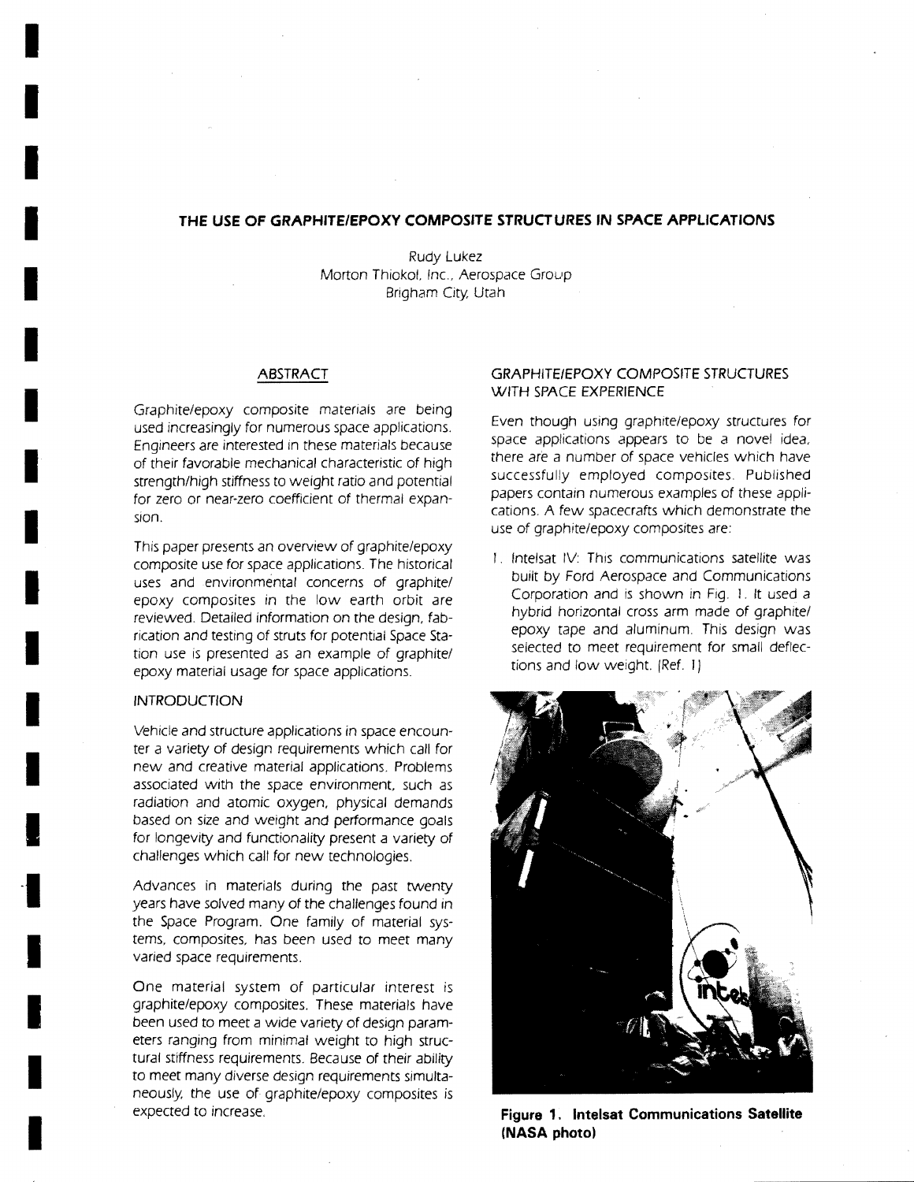# THE USE OF GRAPHITE/EPOXY COMPOSITE STRUCTURES IN SPACE APPLICATIONS

Rudy Lukez
Morton Thiokol, Inc., Aerospace Group
Brigham City, Utah

## ABSTRACT

Graphite/epoxy composite materials are being used increasingly for numerous space applications. Engineers are interested in these materials because of their favorable mechanical characteristic of high strength/high stiffness to weight ratio and potential for zero or near-zero coefficient of thermal expansion.

This paper presents an overview of graphite/epoxy composite use for space applications. The historical uses and environmental concerns of graphite/epoxy composites in the low earth orbit are reviewed. Detailed information on the design, fabrication and testing of struts for potential Space Station use is presented as an example of graphite/epoxy material usage for space applications.

## INTRODUCTION

Vehicle and structure applications in space encounter a variety of design requirements which call for new and creative material applications. Problems associated with the space environment, such as radiation and atomic oxygen, physical demands based on size and weight and performance goals for longevity and functionality present a variety of challenges which call for new technologies.

Advances in materials during the past twenty years have solved many of the challenges found in the Space Program. One family of material systems, composites, has been used to meet many varied space requirements.

One material system of particular interest is graphite/epoxy composites. These materials have been used to meet a wide variety of design parameters ranging from minimal weight to high structural stiffness requirements. Because of their ability to meet many diverse design requirements simultaneously, the use of graphite/epoxy composites is expected to increase.

## GRAPHITE/EPOXY COMPOSITE STRUCTURES WITH SPACE EXPERIENCE

Even though using graphite/epoxy structures for space applications appears to be a novel idea, there are a number of space vehicles which have successfully employed composites. Published papers contain numerous examples of these applications. A few spacecrafts which demonstrate the use of graphite/epoxy composites are:

1. Intelsat IV: This communications satellite was built by Ford Aerospace and Communications Corporation and is shown in Fig. 1. It used a hybrid horizontal cross arm made of graphite/epoxy tape and aluminum. This design was selected to meet requirement for small deflections and low weight. (Ref. 1)

**Figure 1. Intelsat Communications Satellite (NASA photo)**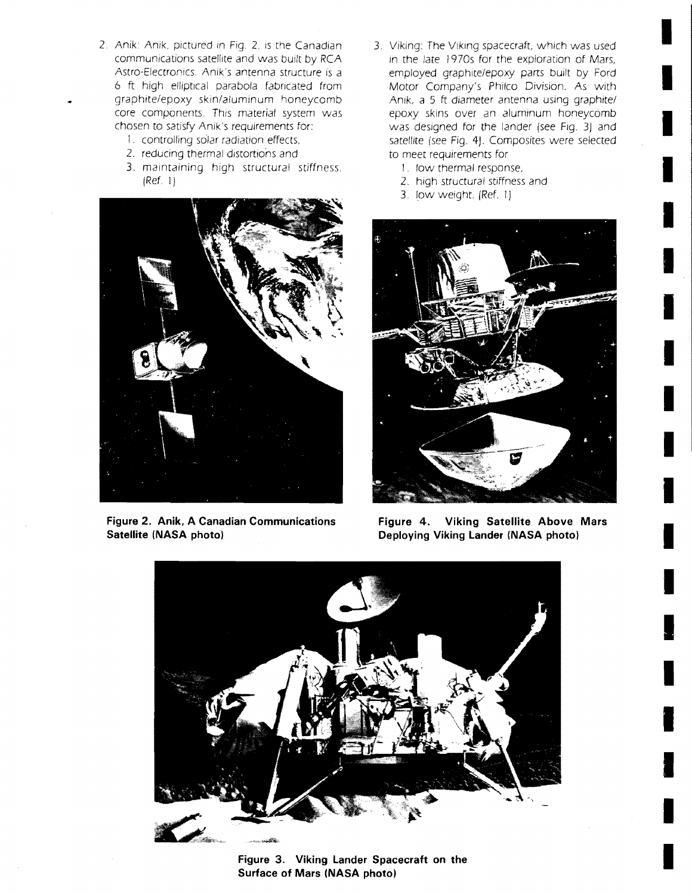2. Anik: Anik, pictured in Fig. 2, is the Canadian communications satellite and was built by RCA Astro-Electronics. Anik's antenna structure is a 6 ft high elliptical parabola fabricated from graphite/epoxy skin/aluminum honeycomb core components. This material system was chosen to satisfy Anik's requirements for:
   1. controlling solar radiation effects,
   2. reducing thermal distortions and
   3. maintaining high structural stiffness. (Ref. 1)

3. Viking: The Viking spacecraft, which was used in the late 1970s for the exploration of Mars, employed graphite/epoxy parts built by Ford Motor Company's Philco Division. As with Anik, a 5 ft diameter antenna using graphite/epoxy skins over an aluminum honeycomb was designed for the lander (see Fig. 3) and satellite (see Fig. 4). Composites were selected to meet requirements for
   1. low thermal response,
   2. high structural stiffness and
   3. low weight. (Ref. 1)

**Figure 2. Anik, A Canadian Communications Satellite (NASA photo)**

**Figure 4. Viking Satellite Above Mars Deploying Viking Lander (NASA photo)**

**Figure 3. Viking Lander Spacecraft on the Surface of Mars (NASA photo)**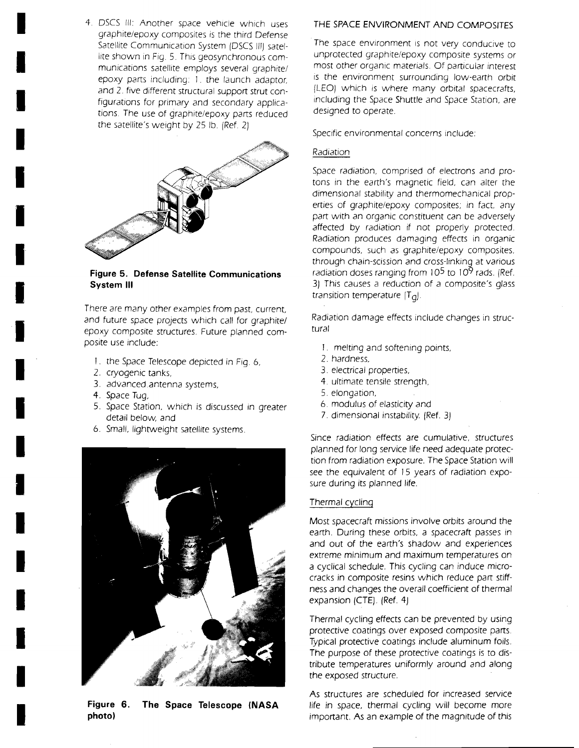4. DSCS III: Another space vehicle which uses graphite/epoxy composites is the third Defense Satellite Communication System (DSCS III) satellite shown in Fig. 5. This geosynchronous communications satellite employs several graphite/epoxy parts including: 1. the launch adaptor, and 2. five different structural support strut configurations for primary and secondary applications. The use of graphite/epoxy parts reduced the satellite's weight by 25 lb. (Ref. 2)

**Figure 5. Defense Satellite Communications System III**

There are many other examples from past, current, and future space projects which call for graphite/epoxy composite structures. Future planned composite use include:

1. the Space Telescope depicted in Fig. 6,
2. cryogenic tanks,
3. advanced antenna systems,
4. Space Tug,
5. Space Station, which is discussed in greater detail below, and
6. Small, lightweight satellite systems.

**Figure 6. The Space Telescope (NASA photo)**

## THE SPACE ENVIRONMENT AND COMPOSITES

The space environment is not very conducive to unprotected graphite/epoxy composite systems or most other organic materials. Of particular interest is the environment surrounding low-earth orbit (LEO) which is where many orbital spacecrafts, including the Space Shuttle and Space Station, are designed to operate.

Specific environmental concerns include:

### Radiation

Space radiation, comprised of electrons and protons in the earth's magnetic field, can alter the dimensional stability and thermomechanical properties of graphite/epoxy composites; in fact, any part with an organic constituent can be adversely affected by radiation if not properly protected. Radiation produces damaging effects in organic compounds, such as graphite/epoxy composites, through chain-scission and cross-linking at various radiation doses ranging from $10^5$ to $10^9$ rads. (Ref. 3) This causes a reduction of a composite's glass transition temperature ($T_g$).

Radiation damage effects include changes in structural

1. melting and softening points,
2. hardness,
3. electrical properties,
4. ultimate tensile strength,
5. elongation,
6. modulus of elasticity and
7. dimensional instability. (Ref. 3)

Since radiation effects are cumulative, structures planned for long service life need adequate protection from radiation exposure. The Space Station will see the equivalent of 15 years of radiation exposure during its planned life.

### Thermal cycling

Most spacecraft missions involve orbits around the earth. During these orbits, a spacecraft passes in and out of the earth's shadow and experiences extreme minimum and maximum temperatures on a cyclical schedule. This cycling can induce microcracks in composite resins which reduce part stiffness and changes the overall coefficient of thermal expansion (CTE). (Ref. 4)

Thermal cycling effects can be prevented by using protective coatings over exposed composite parts. Typical protective coatings include aluminum foils. The purpose of these protective coatings is to distribute temperatures uniformly around and along the exposed structure.

As structures are scheduled for increased service life in space, thermal cycling will become more important. As an example of the magnitude of this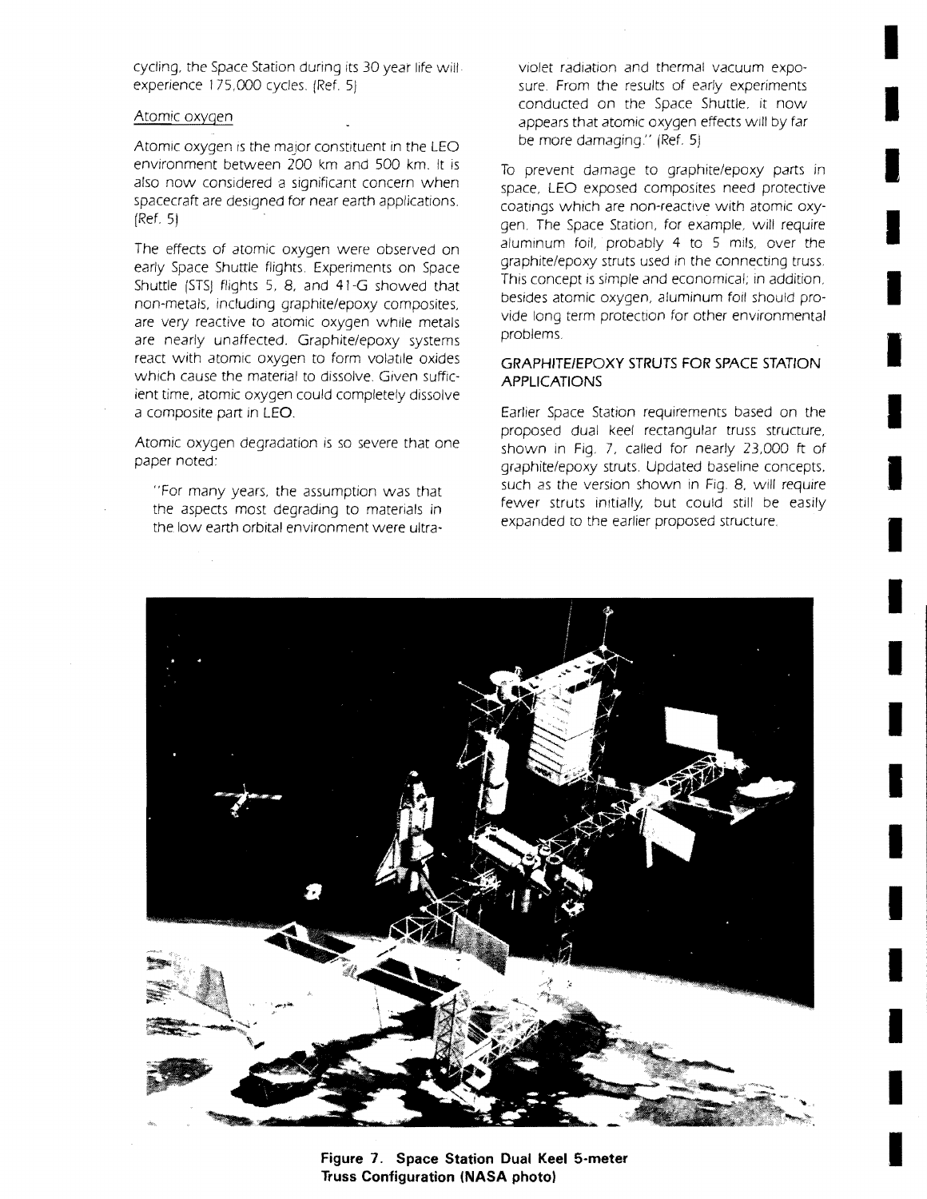cycling, the Space Station during its 30 year life will experience 175,000 cycles. (Ref. 5)

Atomic oxygen

Atomic oxygen is the major constituent in the LEO environment between 200 km and 500 km. It is also now considered a significant concern when spacecraft are designed for near earth applications. (Ref. 5)

The effects of atomic oxygen were observed on early Space Shuttle flights. Experiments on Space Shuttle (STS) flights 5, 8, and 41-G showed that non-metals, including graphite/epoxy composites, are very reactive to atomic oxygen while metals are nearly unaffected. Graphite/epoxy systems react with atomic oxygen to form volatile oxides which cause the material to dissolve. Given sufficient time, atomic oxygen could completely dissolve a composite part in LEO.

Atomic oxygen degradation is so severe that one paper noted:

> "For many years, the assumption was that the aspects most degrading to materials in the low earth orbital environment were ultraviolet radiation and thermal vacuum exposure. From the results of early experiments conducted on the Space Shuttle, it now appears that atomic oxygen effects will by far be more damaging." (Ref. 5)

To prevent damage to graphite/epoxy parts in space, LEO exposed composites need protective coatings which are non-reactive with atomic oxygen. The Space Station, for example, will require aluminum foil, probably 4 to 5 mils, over the graphite/epoxy struts used in the connecting truss. This concept is simple and economical; in addition, besides atomic oxygen, aluminum foil should provide long term protection for other environmental problems.

## GRAPHITE/EPOXY STRUTS FOR SPACE STATION APPLICATIONS

Earlier Space Station requirements based on the proposed dual keel rectangular truss structure, shown in Fig. 7, called for nearly 23,000 ft of graphite/epoxy struts. Updated baseline concepts, such as the version shown in Fig. 8, will require fewer struts initially, but could still be easily expanded to the earlier proposed structure.

**Figure 7. Space Station Dual Keel 5-meter Truss Configuration (NASA photo)**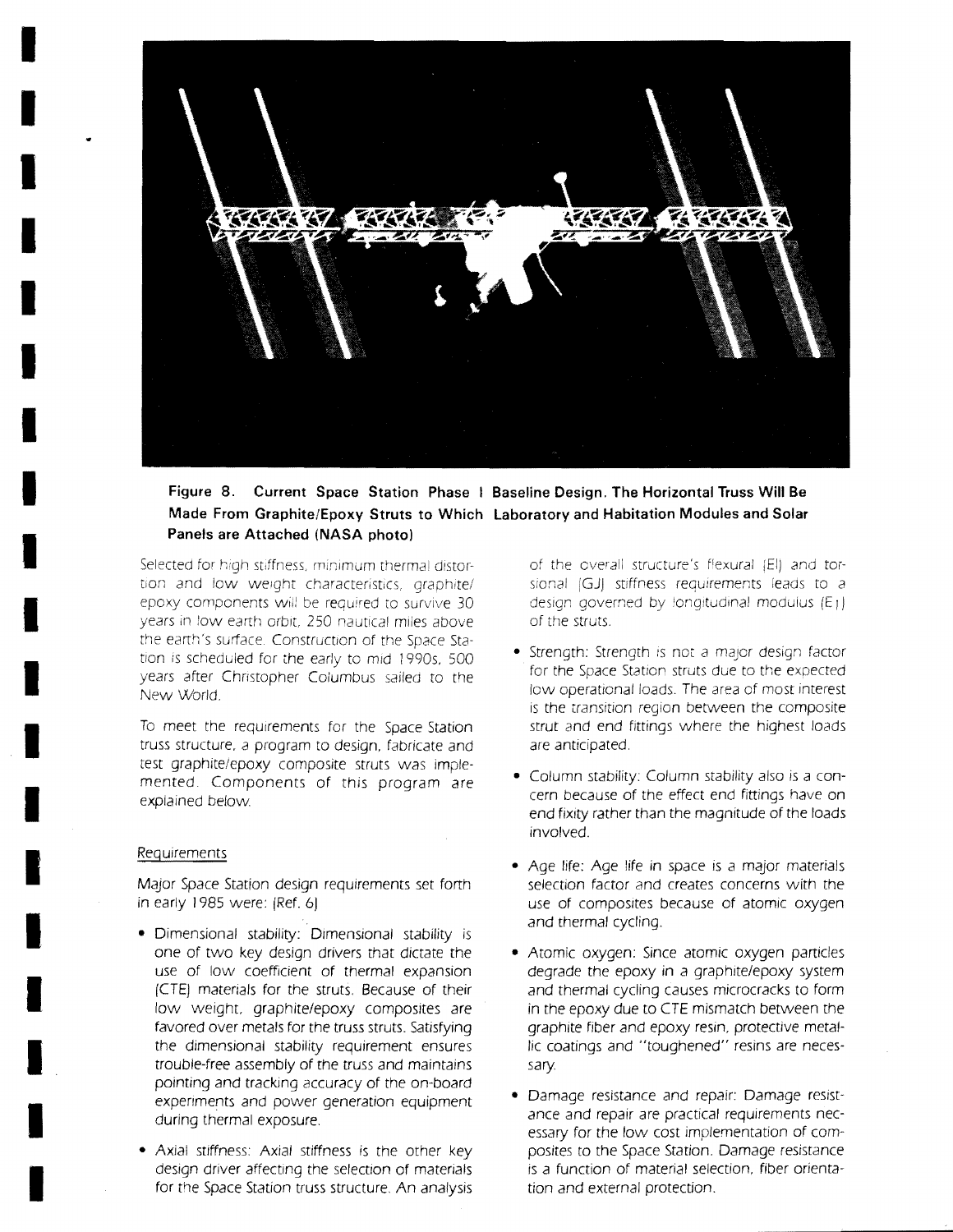**Figure 8. Current Space Station Phase I Baseline Design. The Horizontal Truss Will Be Made From Graphite/Epoxy Struts to Which Laboratory and Habitation Modules and Solar Panels are Attached (NASA photo)**

Selected for high stiffness, minimum thermal distortion and low weight characteristics, graphite/epoxy components will be required to survive 30 years in low earth orbit, 250 nautical miles above the earth's surface. Construction of the Space Station is scheduled for the early to mid 1990s, 500 years after Christopher Columbus sailed to the New World.

To meet the requirements for the Space Station truss structure, a program to design, fabricate and test graphite/epoxy composite struts was implemented. Components of this program are explained below.

### Requirements

Major Space Station design requirements set forth in early 1985 were: (Ref. 6)

- Dimensional stability: Dimensional stability is one of two key design drivers that dictate the use of low coefficient of thermal expansion (CTE) materials for the struts. Because of their low weight, graphite/epoxy composites are favored over metals for the truss struts. Satisfying the dimensional stability requirement ensures trouble-free assembly of the truss and maintains pointing and tracking accuracy of the on-board experiments and power generation equipment during thermal exposure.
- Axial stiffness: Axial stiffness is the other key design driver affecting the selection of materials for the Space Station truss structure. An analysis of the overall structure's flexural (EI) and torsional (GJ) stiffness requirements leads to a design governed by longitudinal modulus ($E_l$) of the struts.
- Strength: Strength is not a major design factor for the Space Station struts due to the expected low operational loads. The area of most interest is the transition region between the composite strut and end fittings where the highest loads are anticipated.
- Column stability: Column stability also is a concern because of the effect end fittings have on end fixity rather than the magnitude of the loads involved.
- Age life: Age life in space is a major materials selection factor and creates concerns with the use of composites because of atomic oxygen and thermal cycling.
- Atomic oxygen: Since atomic oxygen particles degrade the epoxy in a graphite/epoxy system and thermal cycling causes microcracks to form in the epoxy due to CTE mismatch between the graphite fiber and epoxy resin, protective metallic coatings and "toughened" resins are necessary.
- Damage resistance and repair: Damage resistance and repair are practical requirements necessary for the low cost implementation of composites to the Space Station. Damage resistance is a function of material selection, fiber orientation and external protection.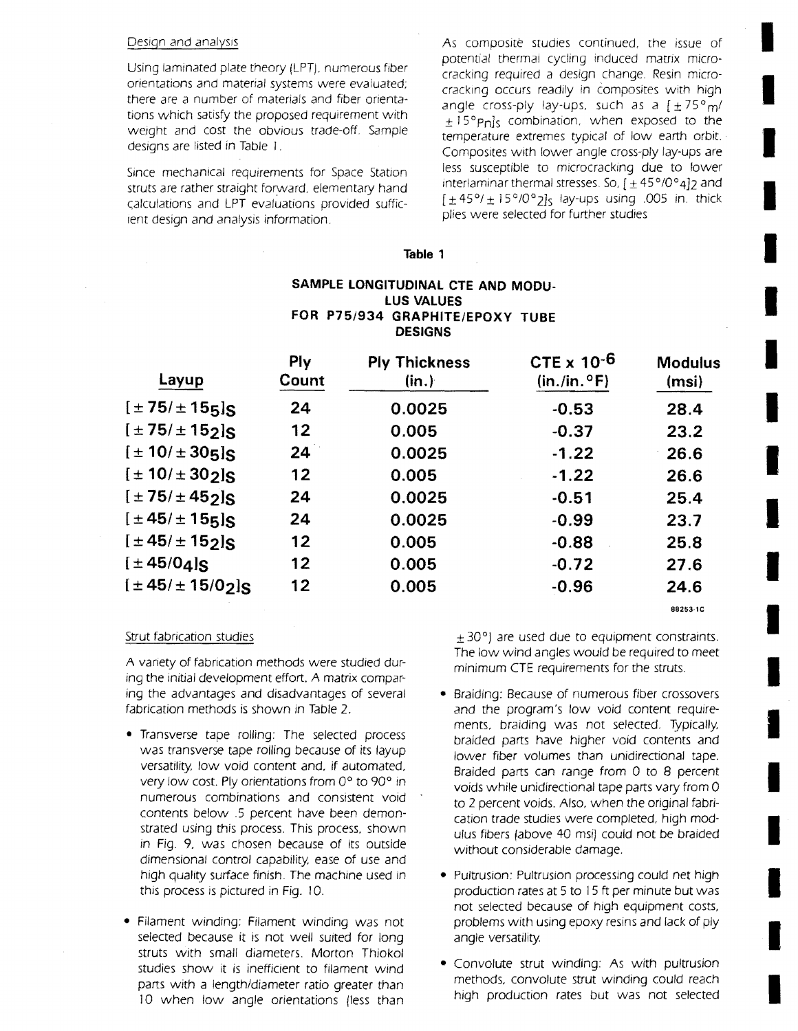Design and analysis

Using laminated plate theory (LPT), numerous fiber orientations and material systems were evaluated; there are a number of materials and fiber orientations which satisfy the proposed requirement with weight and cost the obvious trade-off. Sample designs are listed in Table 1.

Since mechanical requirements for Space Station struts are rather straight forward, elementary hand calculations and LPT evaluations provided sufficient design and analysis information.

As composite studies continued, the issue of potential thermal cycling induced matrix microcracking required a design change. Resin microcracking occurs readily in composites with high angle cross-ply lay-ups, such as a $[\pm 75°_m / \pm 15°_{Pn}]_s$ combination, when exposed to the temperature extremes typical of low earth orbit. Composites with lower angle cross-ply lay-ups are less susceptible to microcracking due to lower interlaminar thermal stresses. So, $[\pm 45°/0°_4]_2$ and $[\pm 45°/\pm 15°/0°_2]_s$ lay-ups using .005 in. thick plies were selected for further studies

**Table 1**

**SAMPLE LONGITUDINAL CTE AND MODULUS VALUES FOR P75/934 GRAPHITE/EPOXY TUBE DESIGNS**

| Layup | Ply Count | Ply Thickness (in.) | CTE x $10^{-6}$ (in./in.°F) | Modulus (msi) |
|---|---|---|---|---|
| $[\pm 75/\pm 15_5]_S$ | 24 | 0.0025 | -0.53 | 28.4 |
| $[\pm 75/\pm 15_2]_S$ | 12 | 0.005 | -0.37 | 23.2 |
| $[\pm 10/\pm 30_5]_S$ | 24 | 0.0025 | -1.22 | 26.6 |
| $[\pm 10/\pm 30_2]_S$ | 12 | 0.005 | -1.22 | 26.6 |
| $[\pm 75/\pm 45_2]_S$ | 24 | 0.0025 | -0.51 | 25.4 |
| $[\pm 45/\pm 15_5]_S$ | 24 | 0.0025 | -0.99 | 23.7 |
| $[\pm 45/\pm 15_2]_S$ | 12 | 0.005 | -0.88 | 25.8 |
| $[\pm 45/0_4]_S$ | 12 | 0.005 | -0.72 | 27.6 |
| $[\pm 45/\pm 15/0_2]_S$ | 12 | 0.005 | -0.96 | 24.6 |

88253-1C

Strut fabrication studies

A variety of fabrication methods were studied during the initial development effort. A matrix comparing the advantages and disadvantages of several fabrication methods is shown in Table 2.

- Transverse tape rolling: The selected process was transverse tape rolling because of its layup versatility, low void content and, if automated, very low cost. Ply orientations from 0° to 90° in numerous combinations and consistent void contents below .5 percent have been demonstrated using this process. This process, shown in Fig. 9, was chosen because of its outside dimensional control capability, ease of use and high quality surface finish. The machine used in this process is pictured in Fig. 10.
- Filament winding: Filament winding was not selected because it is not well suited for long struts with small diameters. Morton Thiokol studies show it is inefficient to filament wind parts with a length/diameter ratio greater than 10 when low angle orientations (less than ±30°) are used due to equipment constraints. The low wind angles would be required to meet minimum CTE requirements for the struts.
- Braiding: Because of numerous fiber crossovers and the program's low void content requirements, braiding was not selected. Typically, braided parts have higher void contents and lower fiber volumes than unidirectional tape. Braided parts can range from 0 to 8 percent voids while unidirectional tape parts vary from 0 to 2 percent voids. Also, when the original fabrication trade studies were completed, high modulus fibers (above 40 msi) could not be braided without considerable damage.
- Pultrusion: Pultrusion processing could net high production rates at 5 to 15 ft per minute but was not selected because of high equipment costs, problems with using epoxy resins and lack of ply angle versatility.
- Convolute strut winding: As with pultrusion methods, convolute strut winding could reach high production rates but was not selected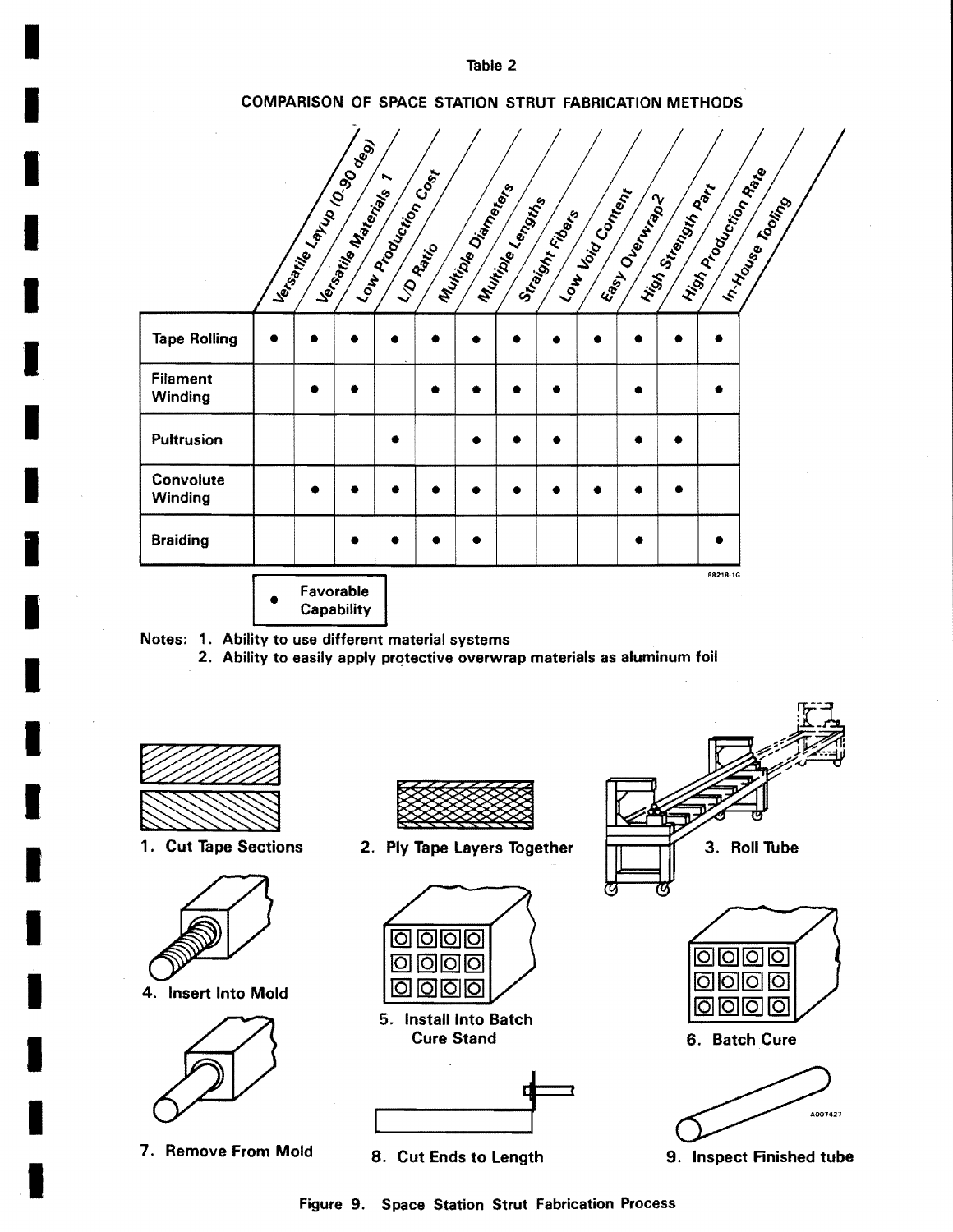Table 2

COMPARISON OF SPACE STATION STRUT FABRICATION METHODS

| | Versatile Layup (0-90 deg) | Versatile Materials 1 | Low Production Cost | L/D Ratio | Multiple Diameters | Multiple Lengths | Straight Fibers | Low Void Content | Easy Overwrap 2 | High Strength Part | High Production Rate | In-House Tooling |
|---|---|---|---|---|---|---|---|---|---|---|---|---|
| Tape Rolling | • | • | • | • | • | • | • | • | • | • | • | • |
| Filament Winding | | • | • | | • | • | • | • | | • | | • |
| Pultrusion | | | | • | | • | • | • | | • | • | |
| Convolute Winding | | • | • | • | • | • | • | • | • | • | • | |
| Braiding | | | • | • | • | • | | | | • | | • |

• Favorable Capability

Notes: 1. Ability to use different material systems
2. Ability to easily apply protective overwrap materials as aluminum foil

1. Cut Tape Sections
2. Ply Tape Layers Together
3. Roll Tube
4. Insert Into Mold
5. Install Into Batch Cure Stand
6. Batch Cure
7. Remove From Mold
8. Cut Ends to Length
9. Inspect Finished tube

Figure 9. Space Station Strut Fabrication Process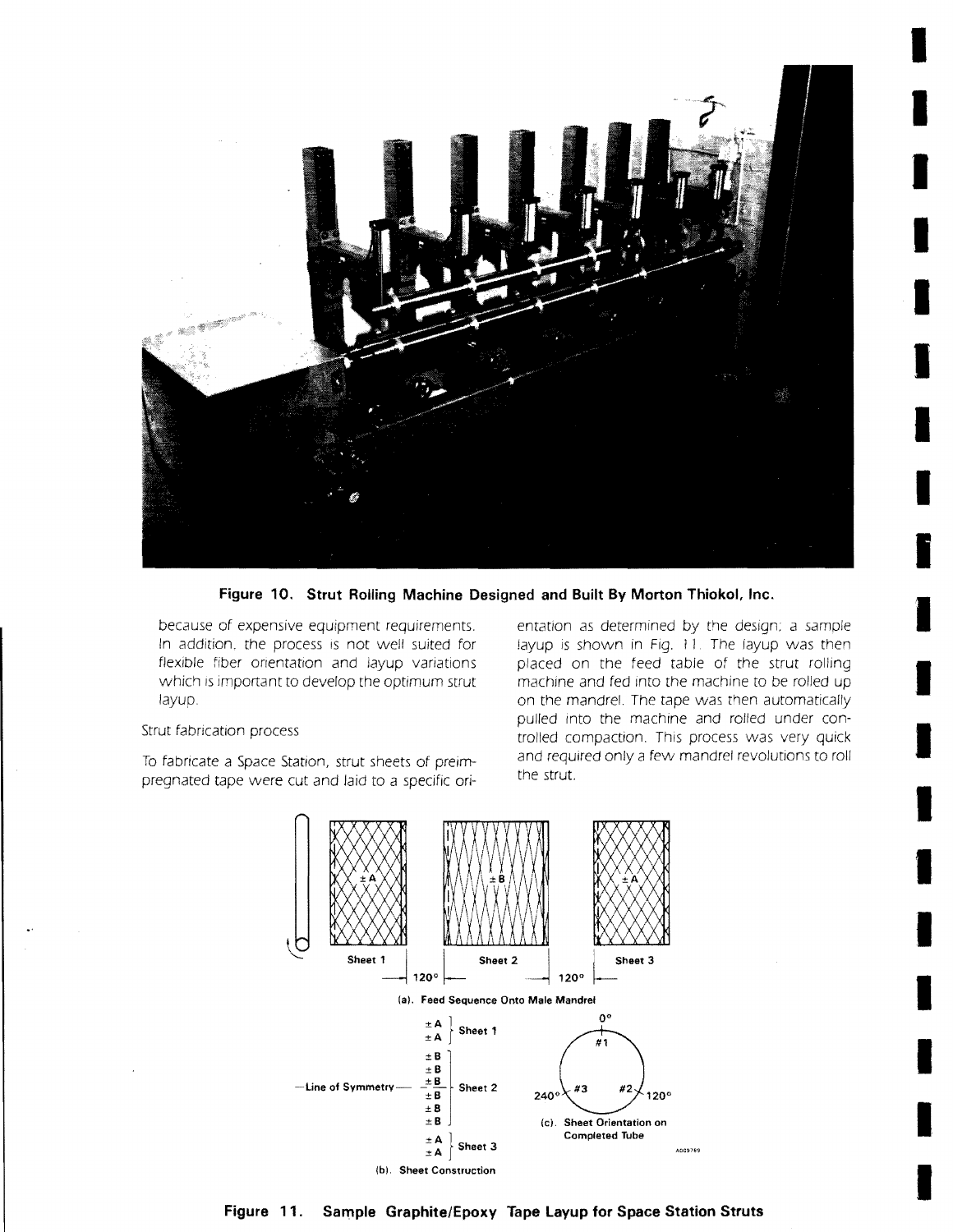**Figure 10. Strut Rolling Machine Designed and Built By Morton Thiokol, Inc.**

because of expensive equipment requirements. In addition, the process is not well suited for flexible fiber orientation and layup variations which is important to develop the optimum strut layup.

Strut fabrication process

To fabricate a Space Station, strut sheets of preimpregnated tape were cut and laid to a specific orientation as determined by the design; a sample layup is shown in Fig. 11. The layup was then placed on the feed table of the strut rolling machine and fed into the machine to be rolled up on the mandrel. The tape was then automatically pulled into the machine and rolled under controlled compaction. This process was very quick and required only a few mandrel revolutions to roll the strut.

Sheet 1 (±A) — 120° — Sheet 2 (±B) — 120° — Sheet 3 (±A)

(a). Feed Sequence Onto Male Mandrel

| Ply | Sheet |
|---|---|
| ±A | Sheet 1 |
| ±A | |
| ±B | Sheet 2 |
| ±B | |
| ±B | |
| — Line of Symmetry — | |
| ±B | |
| ±B | |
| ±B | |
| ±A | Sheet 3 |
| ±A | |

(b). Sheet Construction

0° #1, 120° #2, 240° #3

(c). Sheet Orientation on Completed Tube

**Figure 11. Sample Graphite/Epoxy Tape Layup for Space Station Struts**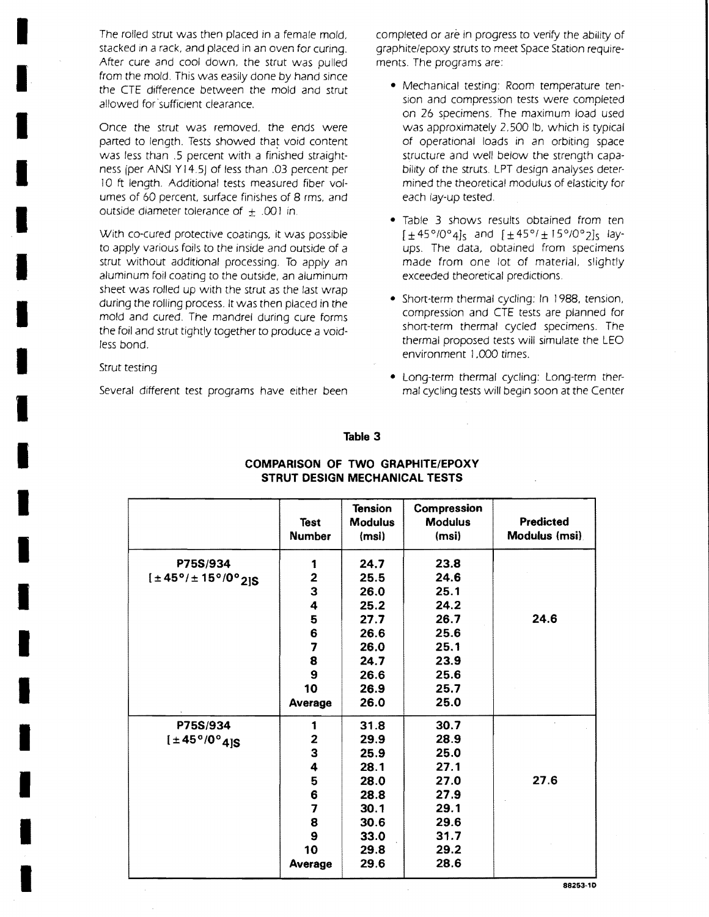The rolled strut was then placed in a female mold, stacked in a rack, and placed in an oven for curing. After cure and cool down, the strut was pulled from the mold. This was easily done by hand since the CTE difference between the mold and strut allowed for sufficient clearance.

Once the strut was removed, the ends were parted to length. Tests showed that void content was less than .5 percent with a finished straightness (per ANSI Y14.5) of less than .03 percent per 10 ft length. Additional tests measured fiber volumes of 60 percent, surface finishes of 8 rms, and outside diameter tolerance of $\pm$ .001 in.

With co-cured protective coatings, it was possible to apply various foils to the inside and outside of a strut without additional processing. To apply an aluminum foil coating to the outside, an aluminum sheet was rolled up with the strut as the last wrap during the rolling process. It was then placed in the mold and cured. The mandrel during cure forms the foil and strut tightly together to produce a voidless bond.

Strut testing

Several different test programs have either been completed or are in progress to verify the ability of graphite/epoxy struts to meet Space Station requirements. The programs are:

- Mechanical testing: Room temperature tension and compression tests were completed on 26 specimens. The maximum load used was approximately 2,500 lb, which is typical of operational loads in an orbiting space structure and well below the strength capability of the struts. LPT design analyses determined the theoretical modulus of elasticity for each lay-up tested.
- Table 3 shows results obtained from ten $[\pm 45°/0°_4]_S$ and $[\pm 45°/\pm 15°/0°_2]_S$ lay-ups. The data, obtained from specimens made from one lot of material, slightly exceeded theoretical predictions.
- Short-term thermal cycling: In 1988, tension, compression and CTE tests are planned for short-term thermal cycled specimens. The thermal proposed tests will simulate the LEO environment 1,000 times.
- Long-term thermal cycling: Long-term thermal cycling tests will begin soon at the Center

**Table 3**

**COMPARISON OF TWO GRAPHITE/EPOXY STRUT DESIGN MECHANICAL TESTS**

| | Test Number | Tension Modulus (msi) | Compression Modulus (msi) | Predicted Modulus (msi) |
|---|---|---|---|---|
| **P75S/934** $[\pm 45°/\pm 15°/0°_2]_S$ | 1 | 24.7 | 23.8 | |
| | 2 | 25.5 | 24.6 | |
| | 3 | 26.0 | 25.1 | |
| | 4 | 25.2 | 24.2 | |
| | 5 | 27.7 | 26.7 | 24.6 |
| | 6 | 26.6 | 25.6 | |
| | 7 | 26.0 | 25.1 | |
| | 8 | 24.7 | 23.9 | |
| | 9 | 26.6 | 25.6 | |
| | 10 | 26.9 | 25.7 | |
| | Average | 26.0 | 25.0 | |
| **P75S/934** $[\pm 45°/0°_4]_S$ | 1 | 31.8 | 30.7 | |
| | 2 | 29.9 | 28.9 | |
| | 3 | 25.9 | 25.0 | |
| | 4 | 28.1 | 27.1 | |
| | 5 | 28.0 | 27.0 | 27.6 |
| | 6 | 28.8 | 27.9 | |
| | 7 | 30.1 | 29.1 | |
| | 8 | 30.6 | 29.6 | |
| | 9 | 33.0 | 31.7 | |
| | 10 | 29.8 | 29.2 | |
| | Average | 29.6 | 28.6 | |

88253-1D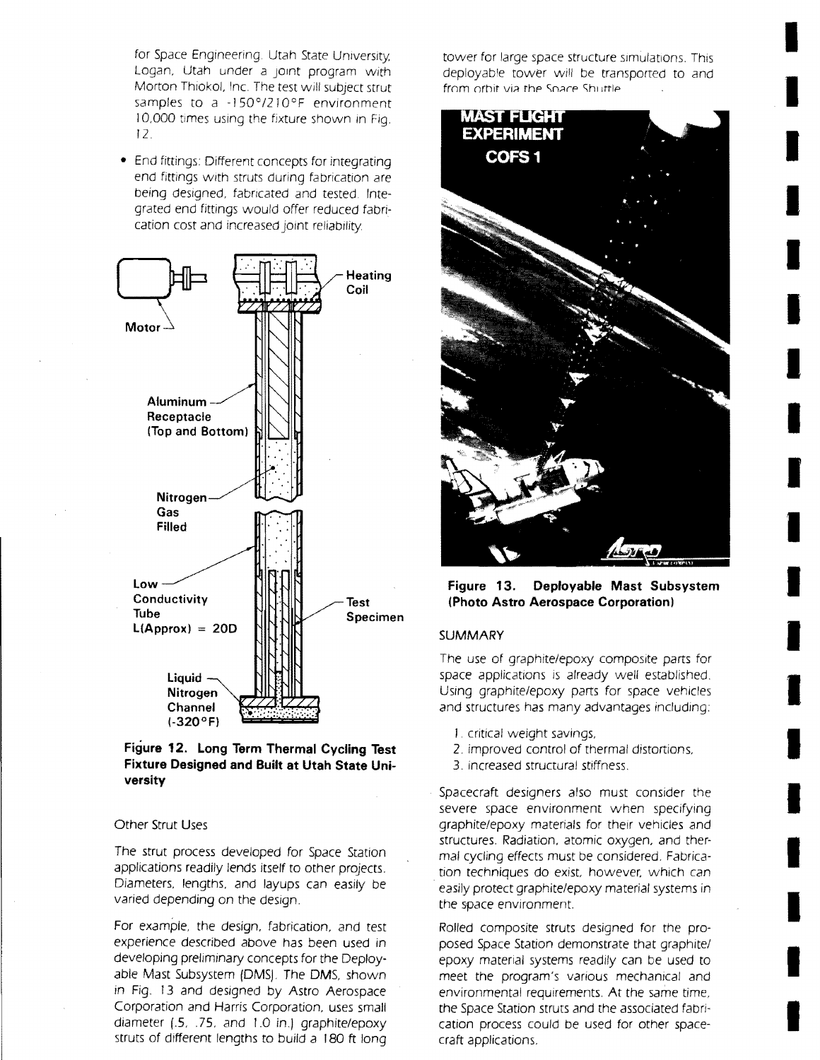for Space Engineering, Utah State University, Logan, Utah under a joint program with Morton Thiokol, Inc. The test will subject strut samples to a -150°/210°F environment 10,000 times using the fixture shown in Fig. 12.

- End fittings: Different concepts for integrating end fittings with struts during fabrication are being designed, fabricated and tested. Integrated end fittings would offer reduced fabrication cost and increased joint reliability.

**Figure 12. Long Term Thermal Cycling Test Fixture Designed and Built at Utah State University**

Other Strut Uses

The strut process developed for Space Station applications readily lends itself to other projects. Diameters, lengths, and layups can easily be varied depending on the design.

For example, the design, fabrication, and test experience described above has been used in developing preliminary concepts for the Deployable Mast Subsystem (DMS). The DMS, shown in Fig. 13 and designed by Astro Aerospace Corporation and Harris Corporation, uses small diameter (.5, .75, and 1.0 in.) graphite/epoxy struts of different lengths to build a 180 ft long tower for large space structure simulations. This deployable tower will be transported to and from orbit via the Space Shuttle.

**Figure 13. Deployable Mast Subsystem (Photo Astro Aerospace Corporation)**

SUMMARY

The use of graphite/epoxy composite parts for space applications is already well established. Using graphite/epoxy parts for space vehicles and structures has many advantages including:

1. critical weight savings,
2. improved control of thermal distortions,
3. increased structural stiffness.

Spacecraft designers also must consider the severe space environment when specifying graphite/epoxy materials for their vehicles and structures. Radiation, atomic oxygen, and thermal cycling effects must be considered. Fabrication techniques do exist, however, which can easily protect graphite/epoxy material systems in the space environment.

Rolled composite struts designed for the proposed Space Station demonstrate that graphite/epoxy material systems readily can be used to meet the program's various mechanical and environmental requirements. At the same time, the Space Station struts and the associated fabrication process could be used for other spacecraft applications.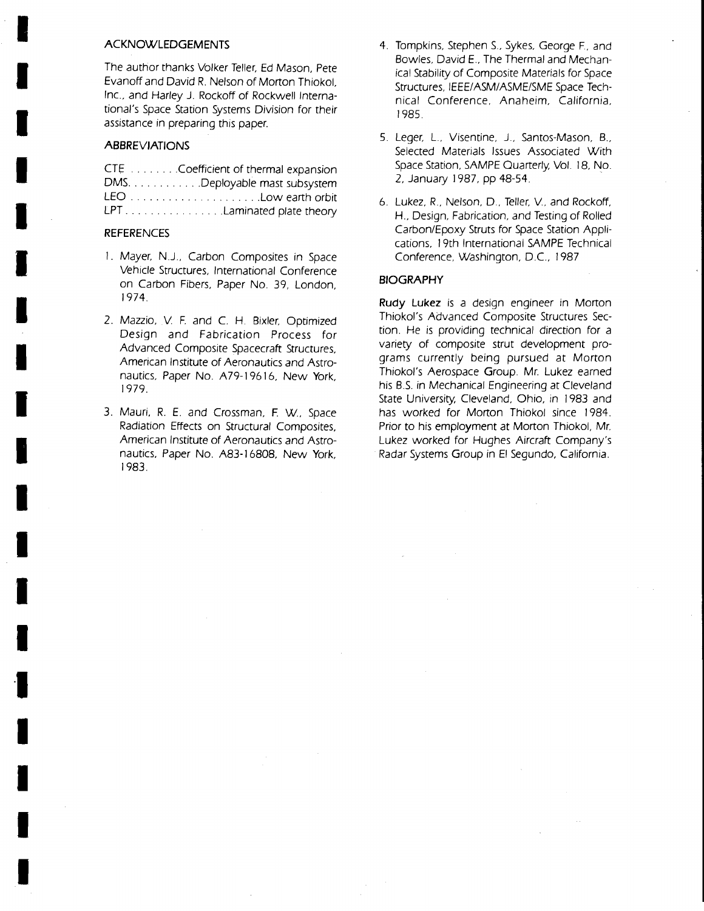## ACKNOWLEDGEMENTS

The author thanks Volker Teller, Ed Mason, Pete Evanoff and David R. Nelson of Morton Thiokol, Inc., and Harley J. Rockoff of Rockwell International's Space Station Systems Division for their assistance in preparing this paper.

## ABBREVIATIONS

CTE ........Coefficient of thermal expansion
DMS...........Deployable mast subsystem
LEO .....................Low earth orbit
LPT ................Laminated plate theory

## REFERENCES

1. Mayer, N.J., Carbon Composites in Space Vehicle Structures, International Conference on Carbon Fibers, Paper No. 39, London, 1974.

2. Mazzio, V. F. and C. H. Bixler, Optimized Design and Fabrication Process for Advanced Composite Spacecraft Structures, American Institute of Aeronautics and Astronautics, Paper No. A79-19616, New York, 1979.

3. Mauri, R. E. and Crossman, F. W., Space Radiation Effects on Structural Composites, American Institute of Aeronautics and Astronautics, Paper No. A83-16808, New York, 1983.

4. Tompkins, Stephen S., Sykes, George F., and Bowles, David E., The Thermal and Mechanical Stability of Composite Materials for Space Structures, IEEE/ASM/ASME/SME Space Technical Conference, Anaheim, California, 1985.

5. Leger, L., Visentine, J., Santos-Mason, B., Selected Materials Issues Associated With Space Station, SAMPE Quarterly, Vol. 18, No. 2, January 1987, pp 48-54.

6. Lukez, R., Nelson, D., Teller, V., and Rockoff, H., Design, Fabrication, and Testing of Rolled Carbon/Epoxy Struts for Space Station Applications, 19th International SAMPE Technical Conference, Washington, D.C., 1987

## BIOGRAPHY

**Rudy Lukez** is a design engineer in Morton Thiokol's Advanced Composite Structures Section. He is providing technical direction for a variety of composite strut development programs currently being pursued at Morton Thiokol's Aerospace Group. Mr. Lukez earned his B.S. in Mechanical Engineering at Cleveland State University, Cleveland, Ohio, in 1983 and has worked for Morton Thiokol since 1984. Prior to his employment at Morton Thiokol, Mr. Lukez worked for Hughes Aircraft Company's Radar Systems Group in El Segundo, California.